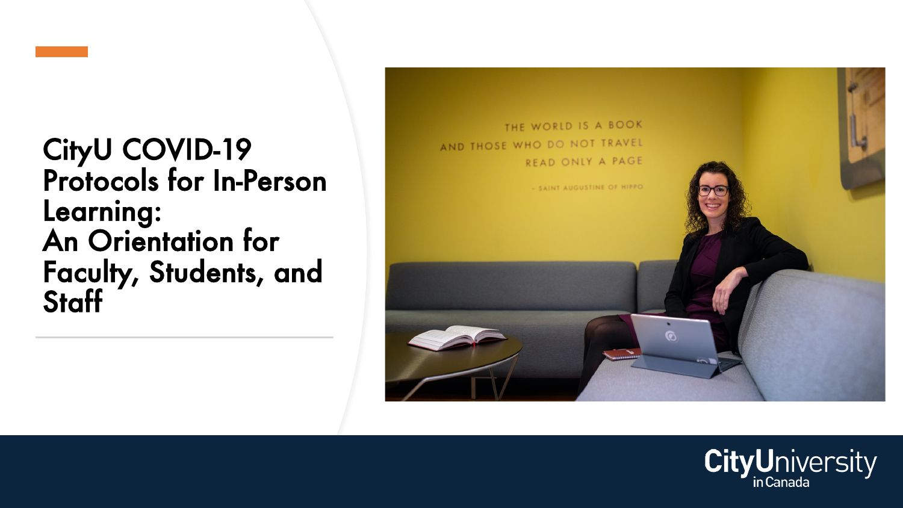# CityU COVID-19 Protocols for In-Person Learning: An Orientation for Faculty, Students, and Staff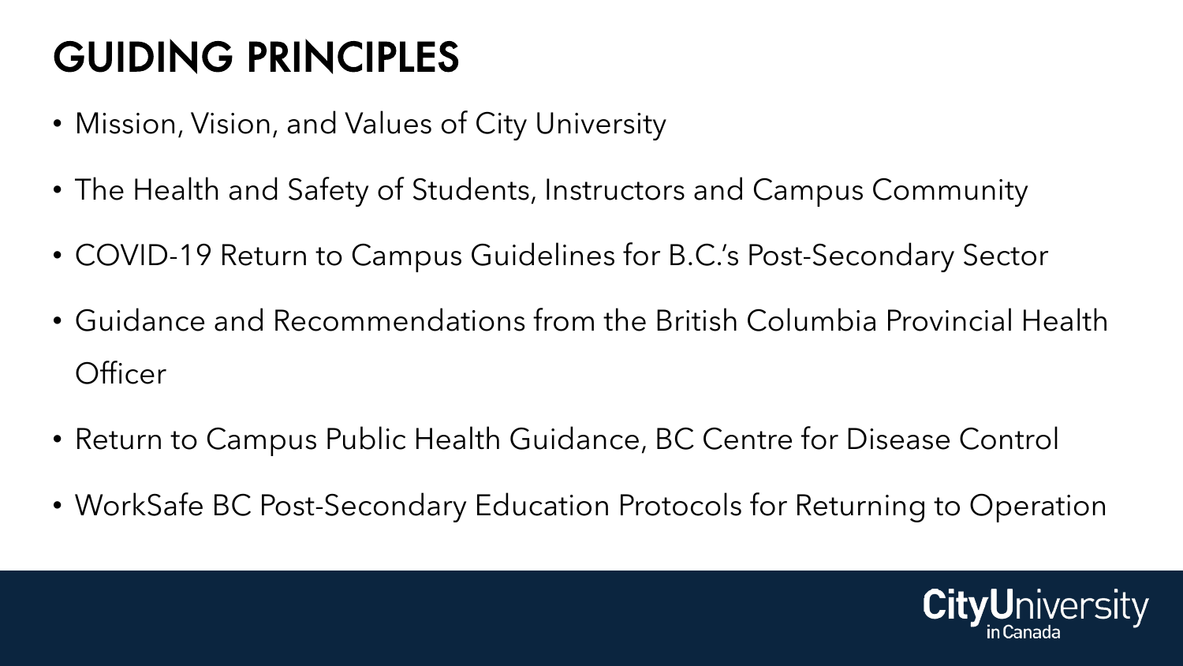# GUIDING PRINCIPLES

- Mission, Vision, and Values of City University
- The Health and Safety of Students, Instructors and Campus Community
- COVID-19 Return to Campus Guidelines for B.C.'s Post-Secondary Sector
- Guidance and Recommendations from the British Columbia Provincial Health Officer
- Return to Campus Public Health Guidance, BC Centre for Disease Control
- WorkSafe BC Post-Secondary Education Protocols for Returning to Operation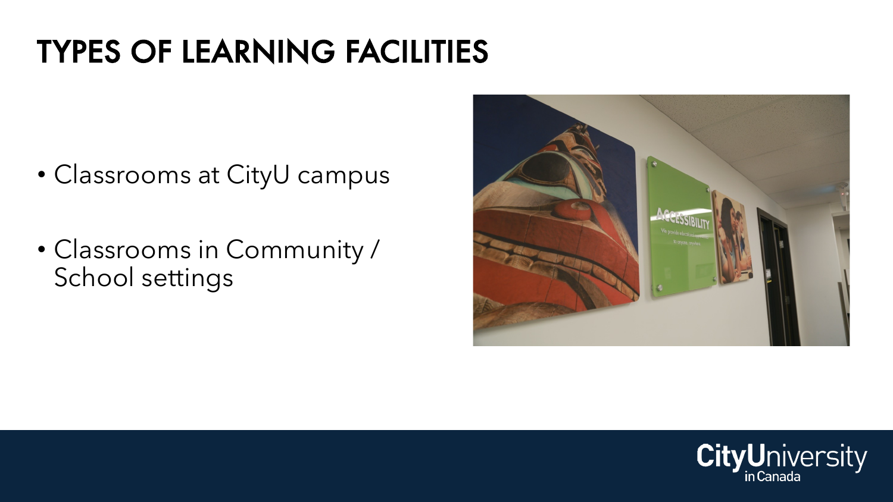# TYPES OF LEARNING FACILITIES

- Classrooms at CityU campus
- Classrooms in Community / School settings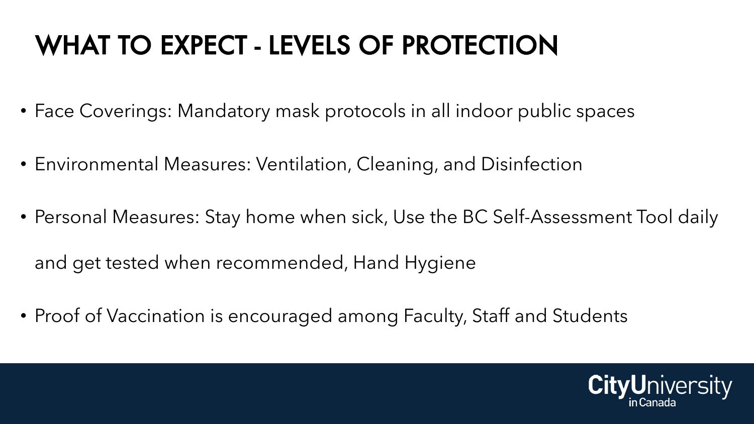# WHAT TO EXPECT - LEVELS OF PROTECTION

- Face Coverings: Mandatory mask protocols in all indoor public spaces
- Environmental Measures: Ventilation, Cleaning, and Disinfection
- Personal Measures: Stay home when sick, Use the BC Self-Assessment Tool daily and get tested when recommended, Hand Hygiene
- Proof of Vaccination is encouraged among Faculty, Staff and Students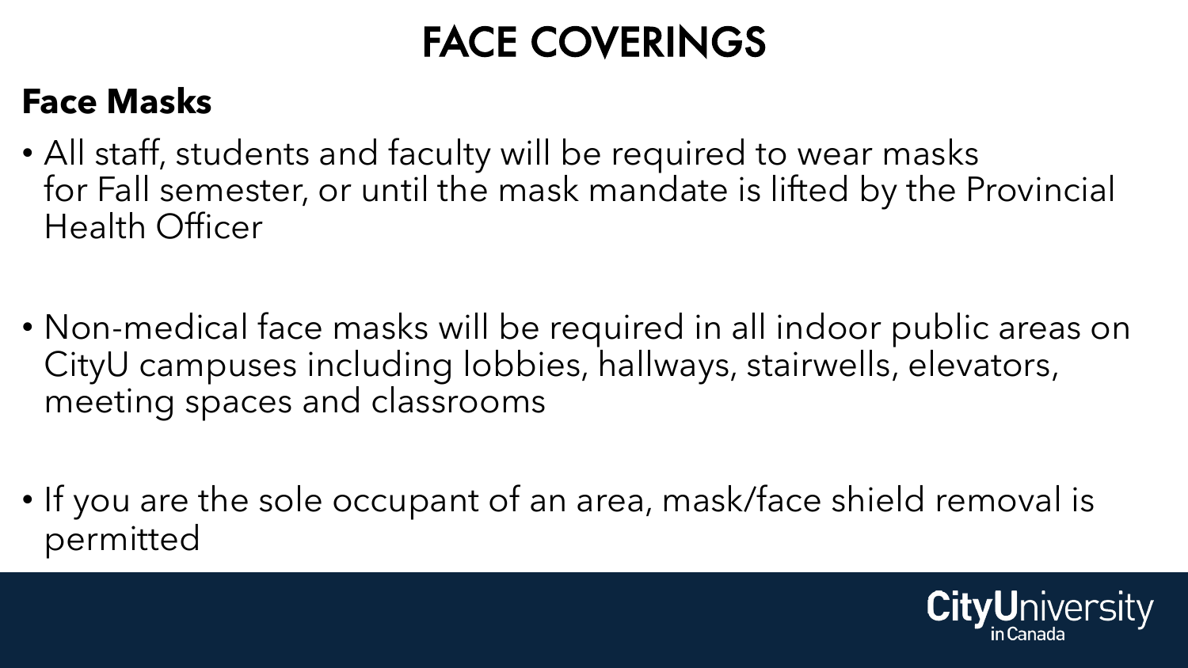# FACE COVERINGS

## Face Masks

- All staff, students and faculty will be required to wear masks for Fall semester, or until the mask mandate is lifted by the Provincial Health Officer
- Non-medical face masks will be required in all indoor public areas on CityU campuses including lobbies, hallways, stairwells, elevators, meeting spaces and classrooms
- If you are the sole occupant of an area, mask/face shield removal is permitted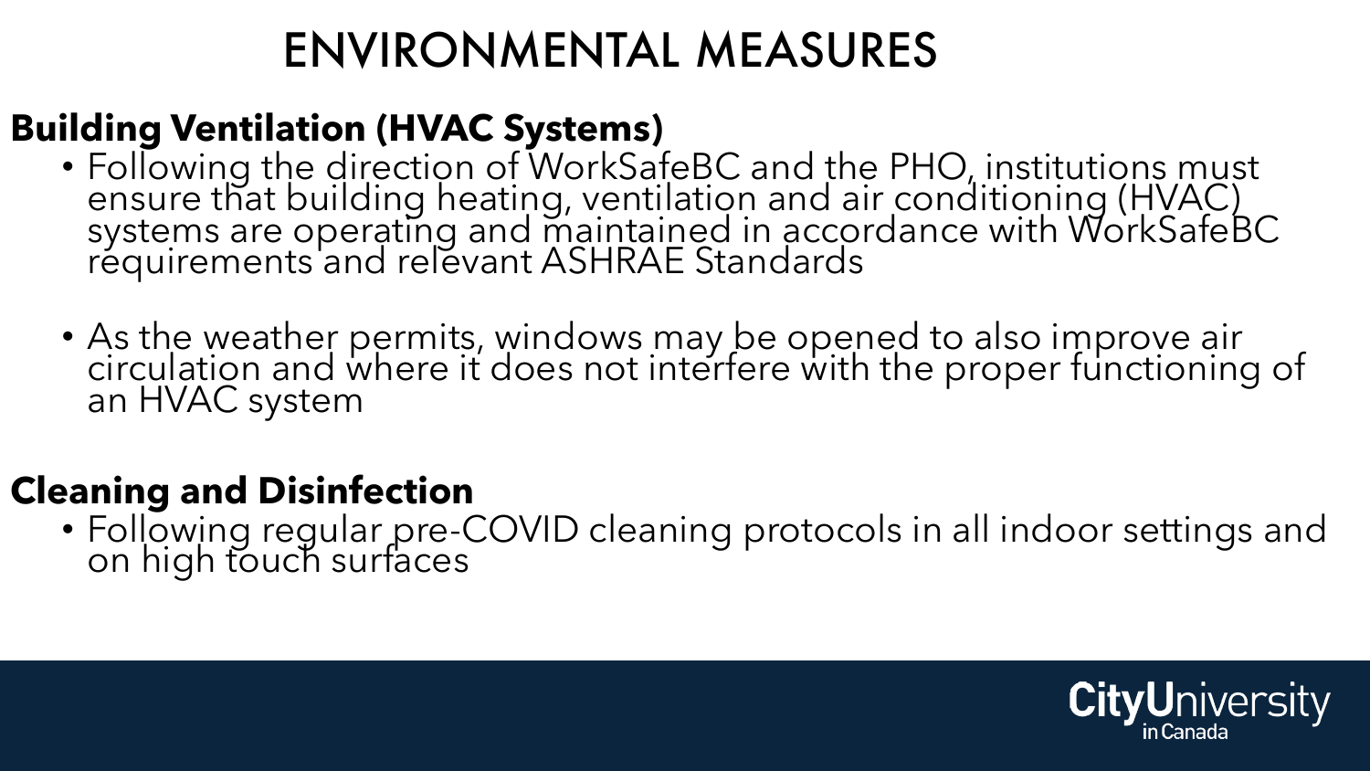# ENVIRONMENTAL MEASURES

## Building Ventilation (HVAC Systems)

- Following the direction of WorkSafeBC and the PHO, institutions must ensure that building heating, ventilation and air conditioning (HVAC) systems are operating and maintained in accordance with WorkSafeBC requirements and relevant ASHRAE Standards

- As the weather permits, windows may be opened to also improve air circulation and where it does not interfere with the proper functioning of an HVAC system

## Cleaning and Disinfection

- Following regular pre-COVID cleaning protocols in all indoor settings and on high touch surfaces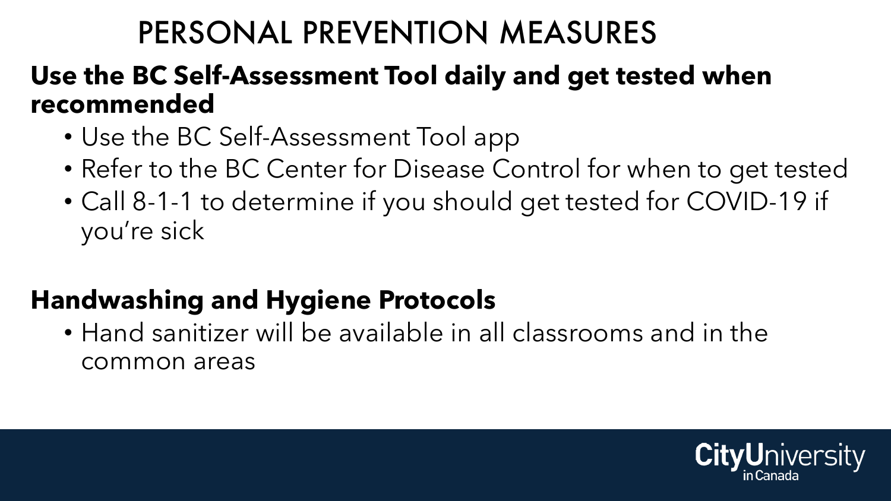# PERSONAL PREVENTION MEASURES

**Use the BC Self-Assessment Tool daily and get tested when recommended**

- Use the BC Self-Assessment Tool app
- Refer to the BC Center for Disease Control for when to get tested
- Call 8-1-1 to determine if you should get tested for COVID-19 if you're sick

**Handwashing and Hygiene Protocols**

- Hand sanitizer will be available in all classrooms and in the common areas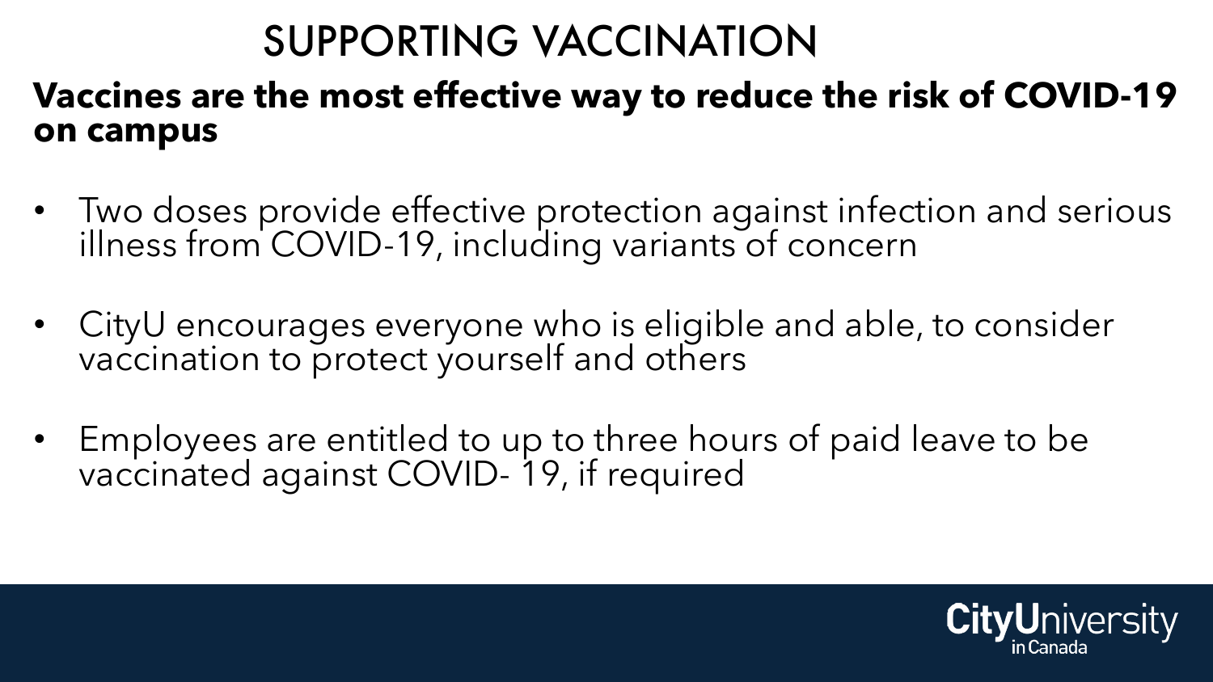# SUPPORTING VACCINATION

**Vaccines are the most effective way to reduce the risk of COVID-19 on campus**

- Two doses provide effective protection against infection and serious illness from COVID-19, including variants of concern
- CityU encourages everyone who is eligible and able, to consider vaccination to protect yourself and others
- Employees are entitled to up to three hours of paid leave to be vaccinated against COVID- 19, if required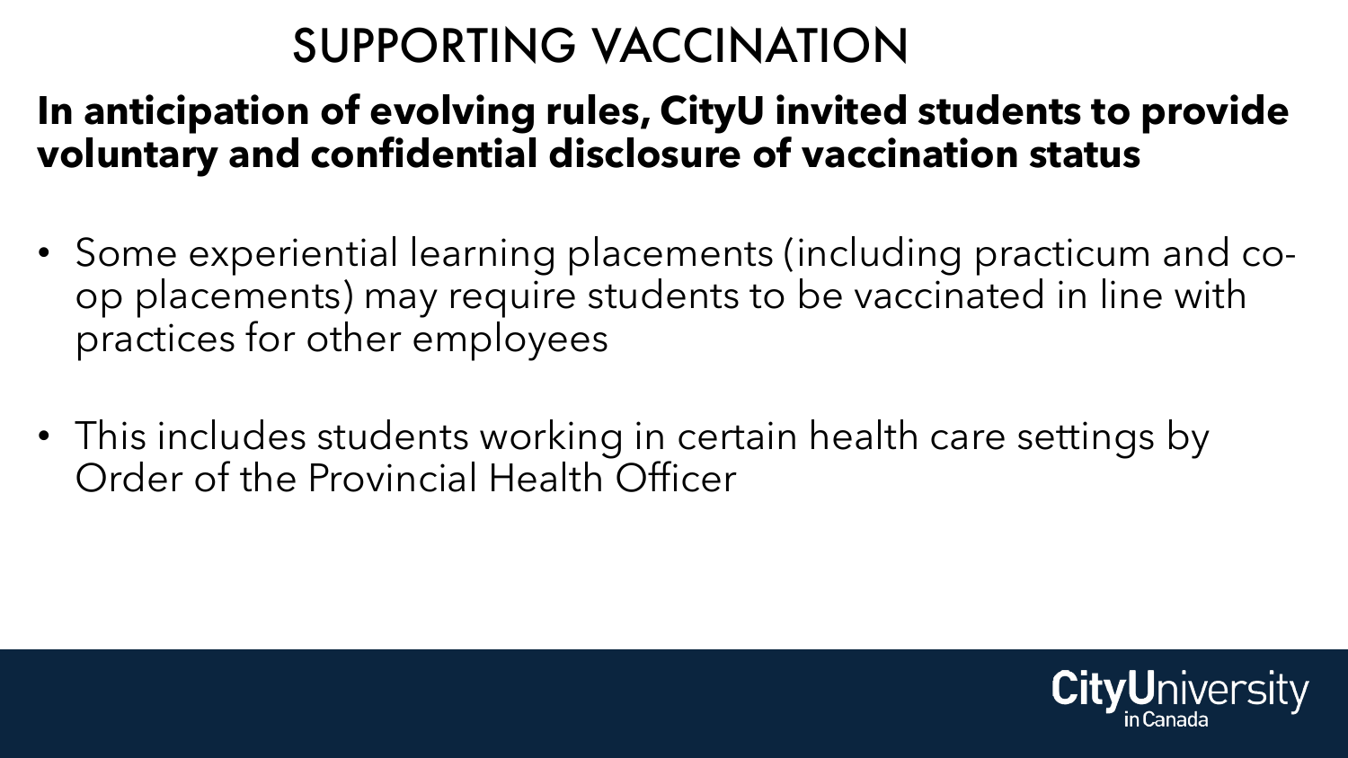# SUPPORTING VACCINATION

**In anticipation of evolving rules, CityU invited students to provide voluntary and confidential disclosure of vaccination status**

- Some experiential learning placements (including practicum and co-op placements) may require students to be vaccinated in line with practices for other employees
- This includes students working in certain health care settings by Order of the Provincial Health Officer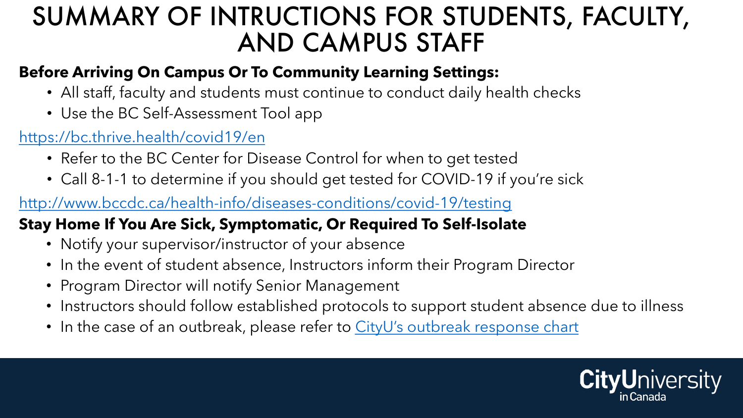# SUMMARY OF INTRUCTIONS FOR STUDENTS, FACULTY, AND CAMPUS STAFF

**Before Arriving On Campus Or To Community Learning Settings:**

- All staff, faculty and students must continue to conduct daily health checks
- Use the BC Self-Assessment Tool app

https://bc.thrive.health/covid19/en

- Refer to the BC Center for Disease Control for when to get tested
- Call 8-1-1 to determine if you should get tested for COVID-19 if you're sick

http://www.bccdc.ca/health-info/diseases-conditions/covid-19/testing

**Stay Home If You Are Sick, Symptomatic, Or Required To Self-Isolate**

- Notify your supervisor/instructor of your absence
- In the event of student absence, Instructors inform their Program Director
- Program Director will notify Senior Management
- Instructors should follow established protocols to support student absence due to illness
- In the case of an outbreak, please refer to CityU's outbreak response chart

CityUniversity in Canada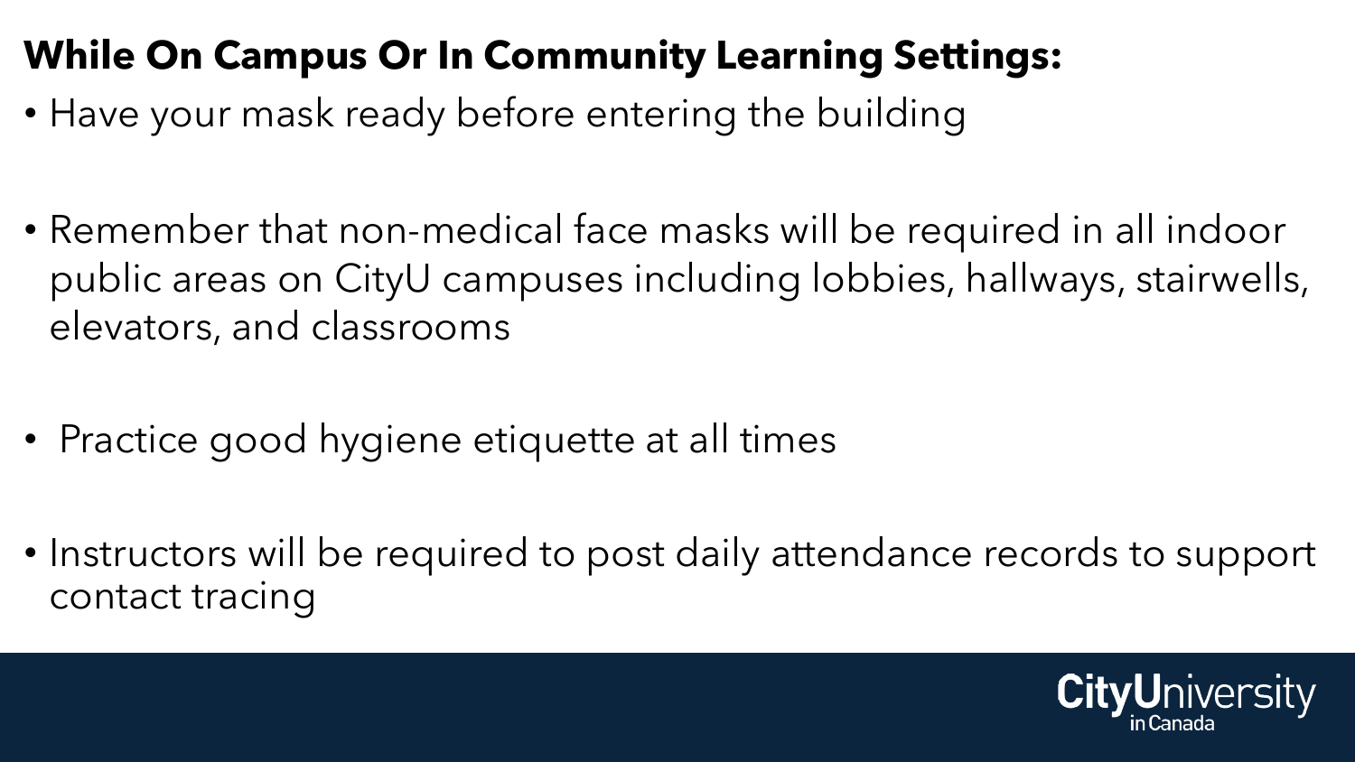**While On Campus Or In Community Learning Settings:**

- Have your mask ready before entering the building
- Remember that non-medical face masks will be required in all indoor public areas on CityU campuses including lobbies, hallways, stairwells, elevators, and classrooms
- Practice good hygiene etiquette at all times
- Instructors will be required to post daily attendance records to support contact tracing

CityUniversity in Canada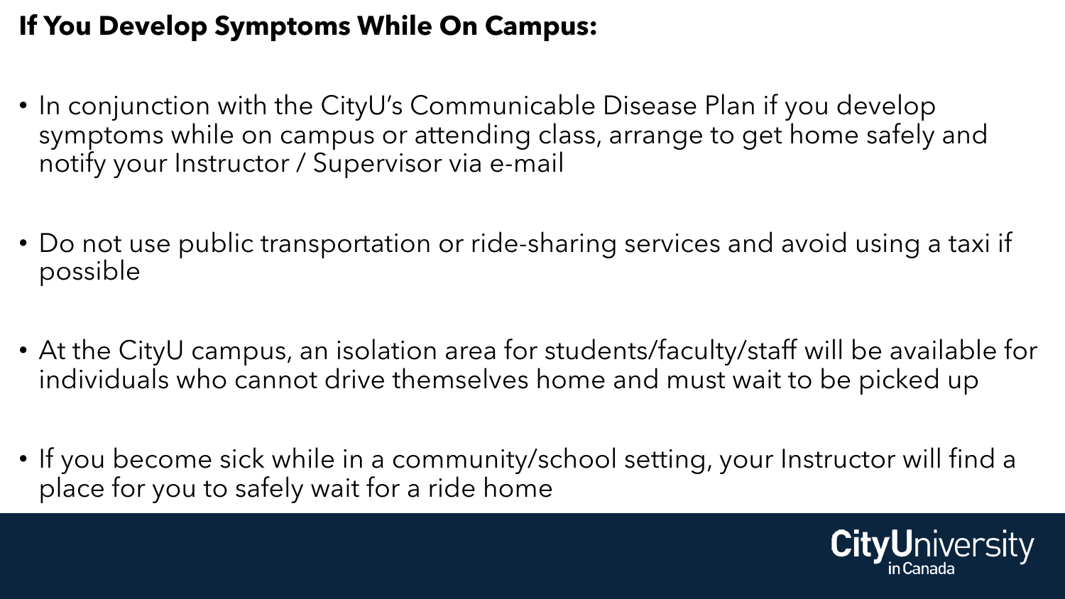## If You Develop Symptoms While On Campus:

- In conjunction with the CityU's Communicable Disease Plan if you develop symptoms while on campus or attending class, arrange to get home safely and notify your Instructor / Supervisor via e-mail
- Do not use public transportation or ride-sharing services and avoid using a taxi if possible
- At the CityU campus, an isolation area for students/faculty/staff will be available for individuals who cannot drive themselves home and must wait to be picked up
- If you become sick while in a community/school setting, your Instructor will find a place for you to safely wait for a ride home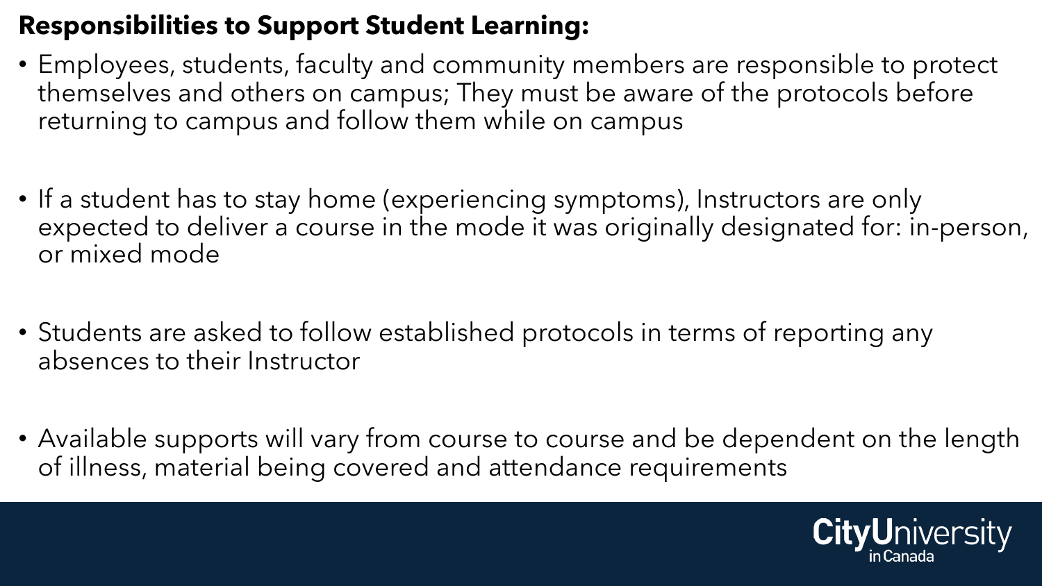**Responsibilities to Support Student Learning:**

- Employees, students, faculty and community members are responsible to protect themselves and others on campus; They must be aware of the protocols before returning to campus and follow them while on campus
- If a student has to stay home (experiencing symptoms), Instructors are only expected to deliver a course in the mode it was originally designated for: in-person, or mixed mode
- Students are asked to follow established protocols in terms of reporting any absences to their Instructor
- Available supports will vary from course to course and be dependent on the length of illness, material being covered and attendance requirements

CityUniversity in Canada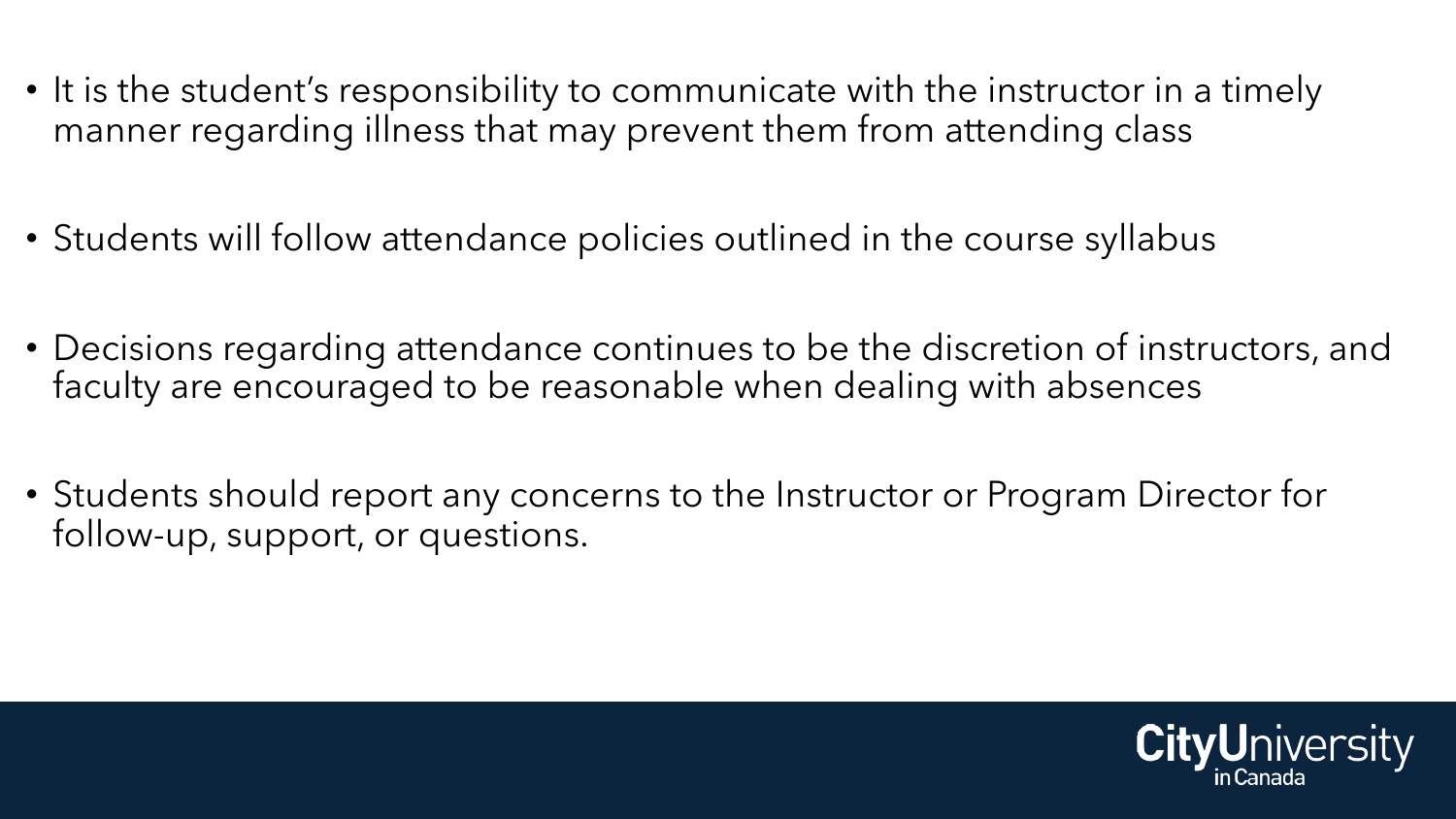- It is the student's responsibility to communicate with the instructor in a timely manner regarding illness that may prevent them from attending class
- Students will follow attendance policies outlined in the course syllabus
- Decisions regarding attendance continues to be the discretion of instructors, and faculty are encouraged to be reasonable when dealing with absences
- Students should report any concerns to the Instructor or Program Director for follow-up, support, or questions.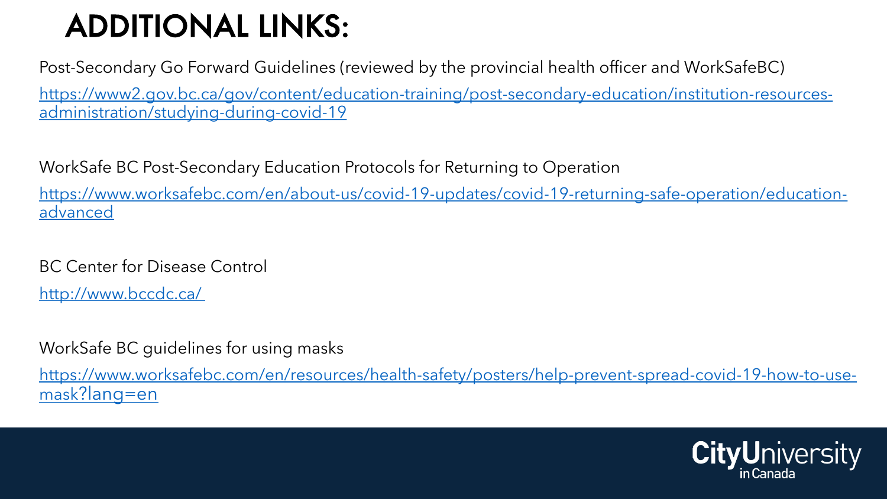# ADDITIONAL LINKS:

Post-Secondary Go Forward Guidelines (reviewed by the provincial health officer and WorkSafeBC)

[https://www2.gov.bc.ca/gov/content/education-training/post-secondary-education/institution-resources-administration/studying-during-covid-19](https://www2.gov.bc.ca/gov/content/education-training/post-secondary-education/institution-resources-administration/studying-during-covid-19)

WorkSafe BC Post-Secondary Education Protocols for Returning to Operation

[https://www.worksafebc.com/en/about-us/covid-19-updates/covid-19-returning-safe-operation/education-advanced](https://www.worksafebc.com/en/about-us/covid-19-updates/covid-19-returning-safe-operation/education-advanced)

BC Center for Disease Control

[http://www.bccdc.ca/](http://www.bccdc.ca/)

WorkSafe BC guidelines for using masks

[https://www.worksafebc.com/en/resources/health-safety/posters/help-prevent-spread-covid-19-how-to-use-mask?lang=en](https://www.worksafebc.com/en/resources/health-safety/posters/help-prevent-spread-covid-19-how-to-use-mask?lang=en)

CityUniversity in Canada